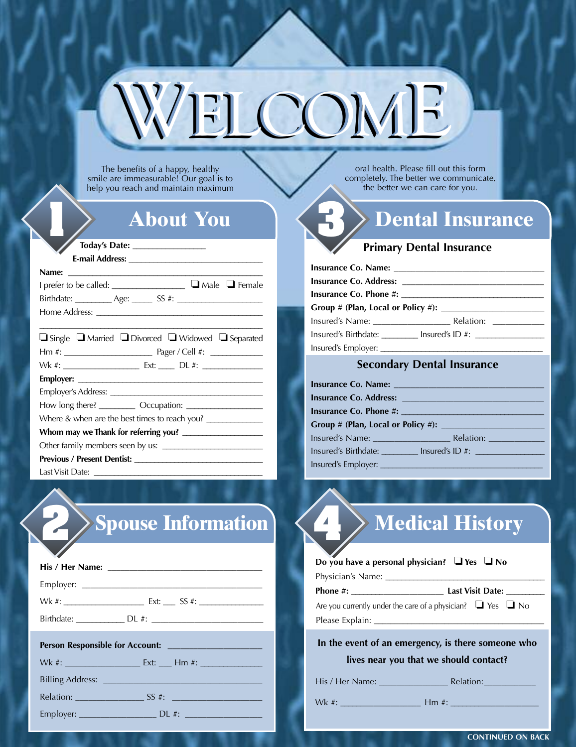# WELCOME

The benefits of a happy, healthy smile are immeasurable! Our goal is to help you reach and maintain maximum oral health. Please fill out this form completely. The better we communicate, the better we can care for you.

## 1 About You

**Today's Date:** _______________

**E-mail Address:** ___________________________

**Name:** ___________________________________________

I prefer to be called: _______________ ❑ Male ❑ Female

Birthdate: ________ Age: _____ SS #: __________________

Home Address: ____________________________________

_______________________________________________

❑ Single ❑ Married ❑ Divorced ❑ Widowed ❑ Separated

Hm #: ___________________ Pager / Cell #: ___________

Wk #: _________________ Ext: ____ DL #: _____________

**Employer:** ______________________________________

Employer's Address: _______________________________

How long there? ________ Occupation: ________________

Where & when are the best times to reach you? ____________

**Whom may we Thank for referring you?** ________________

Other family members seen by us: ______________________

**Previous / Present Dentist:** _________________________

Last Visit Date: __________________________________

## 2 Spouse Information

**His / Her Name:** ______________________________

Employer: _______________________________________

Wk #: _________________ Ext: ___ SS #: _____________

Birthdate: ___________ DL #: _______________________

**Person Responsible for Account:** ___________________

Wk #: ________________ Ext: ___ Hm #: _____________

Billing Address: __________________________________

Relation: ______________ SS #: ___________________

Employer: ________________ DL #: ________________

## 3 Dental Insurance

### Primary Dental Insurance

**Insurance Co. Name:** ______________________________

**Insurance Co. Address:** ____________________________

**Insurance Co. Phone #:** ____________________________

**Group # (Plan, Local or Policy #):** ____________________

Insured's Name: ________________ Relation: ___________

Insured's Birthdate: ________ Insured's ID #: _______________

Insured's Employer: ___________________________________

### Secondary Dental Insurance

**Insurance Co. Name:** ______________________________

**Insurance Co. Address:** ____________________________

**Insurance Co. Phone #:** ____________________________

**Group # (Plan, Local or Policy #):** ____________________

Insured's Name: ________________ Relation: ___________

Insured's Birthdate: ________ Insured's ID #: _______________

Insured's Employer: ___________________________________

## 4 Medical History

**Do you have a personal physician?** ❑ Yes ❑ No

Physician's Name: _________________________________

**Phone #:** ___________________ **Last Visit Date:** ________

Are you currently under the care of a physician? ❑ Yes ❑ No

Please Explain: ___________________________________

**In the event of an emergency, is there someone who lives near you that we should contact?**

His / Her Name: ______________ Relation:___________

Wk #: ________________ Hm #: __________________

**CONTINUED ON BACK**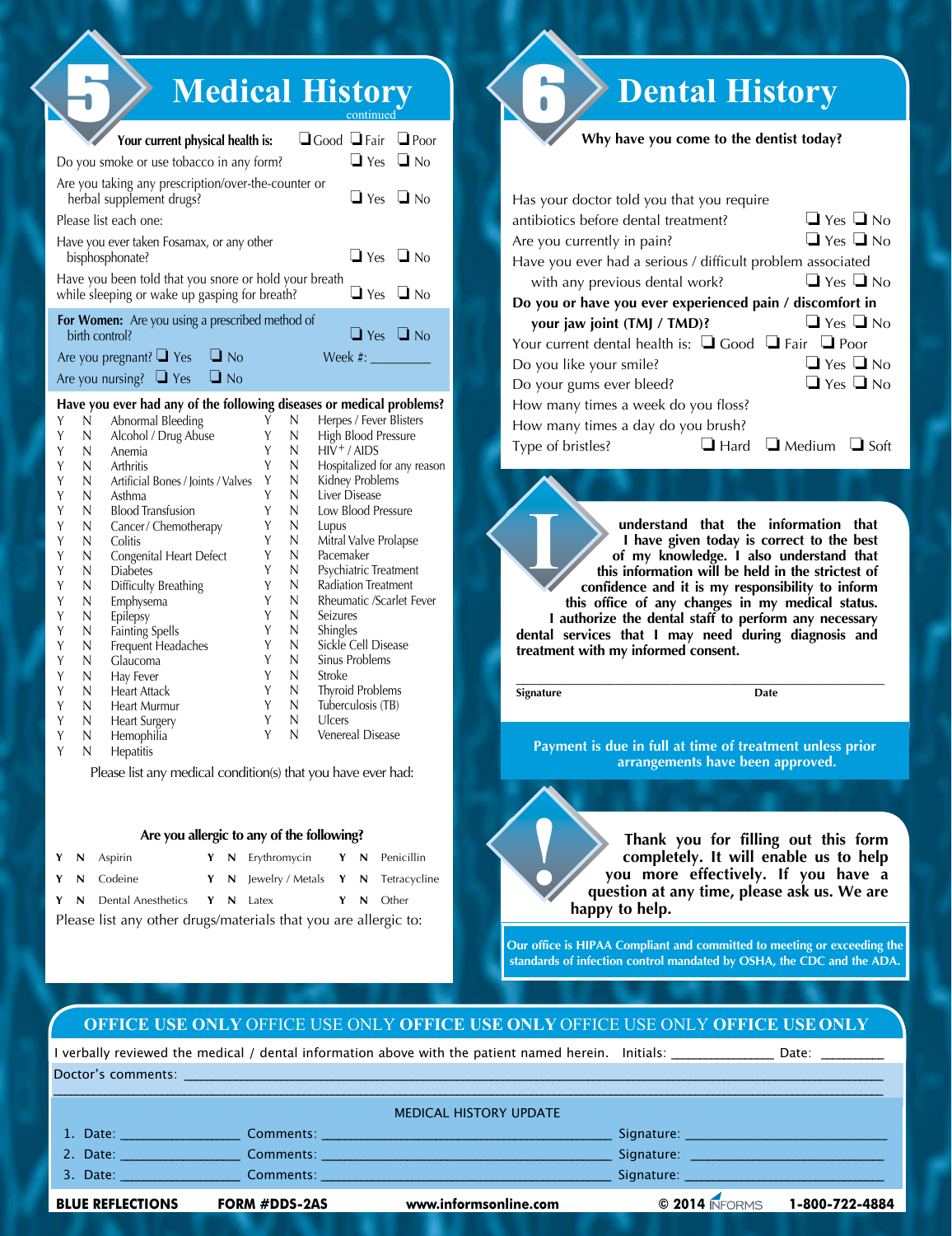# 5 Medical History (continued)

**Your current physical health is:** ❑ Good ❑ Fair ❑ Poor

Do you smoke or use tobacco in any form? ❑ Yes ❑ No

Are you taking any prescription/over-the-counter or herbal supplement drugs? ❑ Yes ❑ No

Please list each one:

Have you ever taken Fosamax, or any other bisphosphonate? ❑ Yes ❑ No

Have you been told that you snore or hold your breath while sleeping or wake up gasping for breath? ❑ Yes ❑ No

**For Women:** Are you using a prescribed method of birth control? ❑ Yes ❑ No

Are you pregnant? ❑ Yes ❑ No Week #: ________

Are you nursing? ❑ Yes ❑ No

**Have you ever had any of the following diseases or medical problems?**

| | | | | | |
|---|---|---|---|---|---|
| Y | N | Abnormal Bleeding | Y | N | Herpes / Fever Blisters |
| Y | N | Alcohol / Drug Abuse | Y | N | High Blood Pressure |
| Y | N | Anemia | Y | N | HIV+ / AIDS |
| Y | N | Arthritis | Y | N | Hospitalized for any reason |
| Y | N | Artificial Bones / Joints / Valves | Y | N | Kidney Problems |
| Y | N | Asthma | Y | N | Liver Disease |
| Y | N | Blood Transfusion | Y | N | Low Blood Pressure |
| Y | N | Cancer / Chemotherapy | Y | N | Lupus |
| Y | N | Colitis | Y | N | Mitral Valve Prolapse |
| Y | N | Congenital Heart Defect | Y | N | Pacemaker |
| Y | N | Diabetes | Y | N | Psychiatric Treatment |
| Y | N | Difficulty Breathing | Y | N | Radiation Treatment |
| Y | N | Emphysema | Y | N | Rheumatic /Scarlet Fever |
| Y | N | Epilepsy | Y | N | Seizures |
| Y | N | Fainting Spells | Y | N | Shingles |
| Y | N | Frequent Headaches | Y | N | Sickle Cell Disease |
| Y | N | Glaucoma | Y | N | Sinus Problems |
| Y | N | Hay Fever | Y | N | Stroke |
| Y | N | Heart Attack | Y | N | Thyroid Problems |
| Y | N | Heart Murmur | Y | N | Tuberculosis (TB) |
| Y | N | Heart Surgery | Y | N | Ulcers |
| Y | N | Hemophilia | Y | N | Venereal Disease |
| Y | N | Hepatitis | | | |

Please list any medical condition(s) that you have ever had:

**Are you allergic to any of the following?**

| | | | | | | | | |
|---|---|---|---|---|---|---|---|---|
| Y | N | Aspirin | Y | N | Erythromycin | Y | N | Penicillin |
| Y | N | Codeine | Y | N | Jewelry / Metals | Y | N | Tetracycline |
| Y | N | Dental Anesthetics | Y | N | Latex | Y | N | Other |

Please list any other drugs/materials that you are allergic to:

# 6 Dental History

**Why have you come to the dentist today?**

Has your doctor told you that you require antibiotics before dental treatment? ❑ Yes ❑ No

Are you currently in pain? ❑ Yes ❑ No

Have you ever had a serious / difficult problem associated with any previous dental work? ❑ Yes ❑ No

**Do you or have you ever experienced pain / discomfort in your jaw joint (TMJ / TMD)?** ❑ Yes ❑ No

Your current dental health is: ❑ Good ❑ Fair ❑ Poor

Do you like your smile? ❑ Yes ❑ No

Do your gums ever bleed? ❑ Yes ❑ No

How many times a week do you floss?

How many times a day do you brush?

Type of bristles? ❑ Hard ❑ Medium ❑ Soft

**I understand that the information that I have given today is correct to the best of my knowledge. I also understand that this information will be held in the strictest of confidence and it is my responsibility to inform this office of any changes in my medical status. I authorize the dental staff to perform any necessary dental services that I may need during diagnosis and treatment with my informed consent.**

_______________________________________________

**Signature** **Date**

**Payment is due in full at time of treatment unless prior arrangements have been approved.**

**! Thank you for filling out this form completely. It will enable us to help you more effectively. If you have a question at any time, please ask us. We are happy to help.**

**Our office is HIPAA Compliant and committed to meeting or exceeding the standards of infection control mandated by OSHA, the CDC and the ADA.**

## OFFICE USE ONLY OFFICE USE ONLY OFFICE USE ONLY OFFICE USE ONLY OFFICE USE ONLY

I verbally reviewed the medical / dental information above with the patient named herein. Initials: ______________ Date: ________

Doctor's comments: ______________________________________________________________

______________________________________________________________

MEDICAL HISTORY UPDATE

1. Date: ______________ Comments: ______________________________ Signature: ______________________
2. Date: ______________ Comments: ______________________________ Signature: ______________________
3. Date: ______________ Comments: ______________________________ Signature: ______________________

**BLUE REFLECTIONS** **FORM #DDS-2AS** **www.informsonline.com** **© 2014** INFORMS **1-800-722-4884**